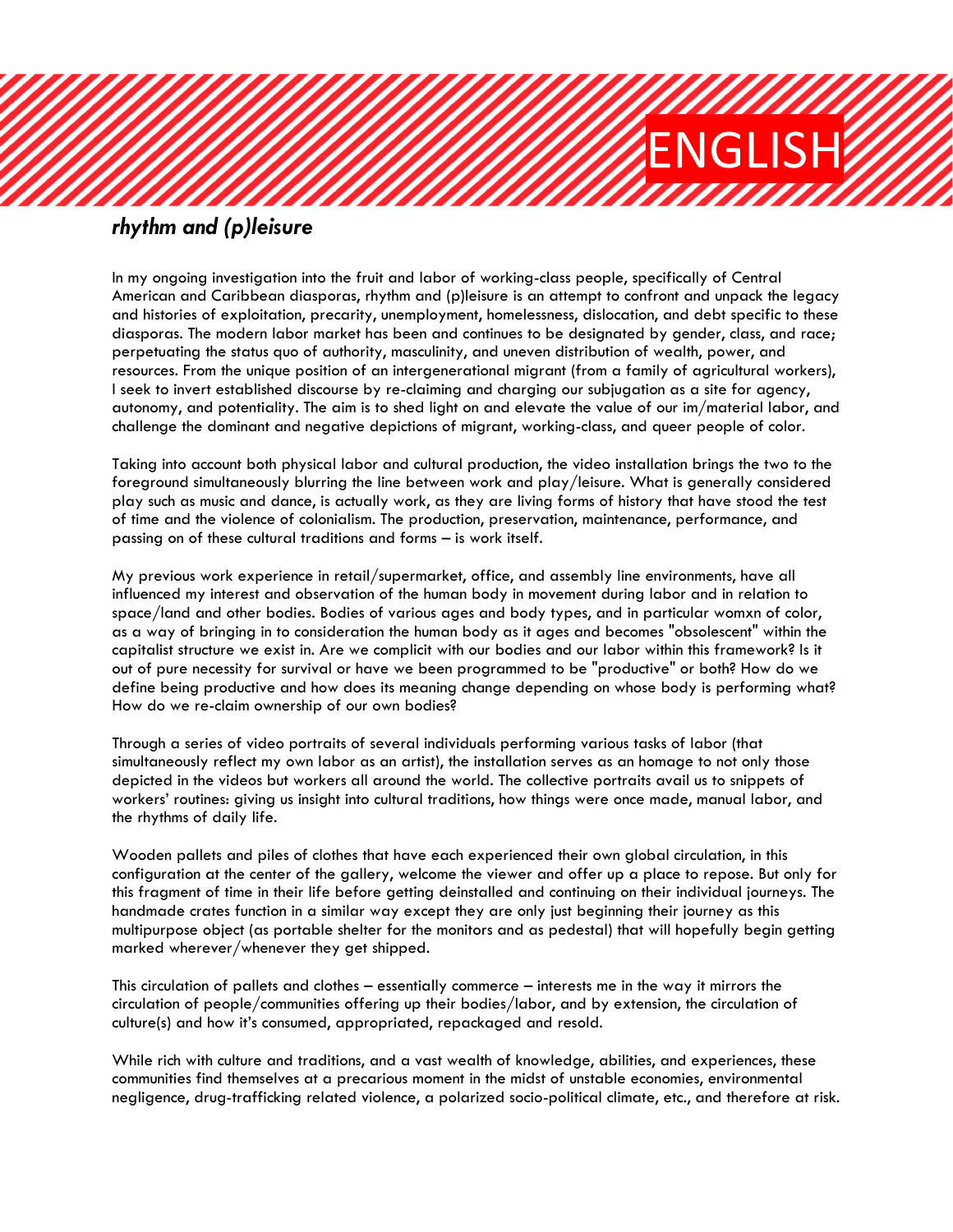ENGLISH

## *rhythm and (p)leisure*

In my ongoing investigation into the fruit and labor of working-class people, specifically of Central American and Caribbean diasporas, rhythm and (p)leisure is an attempt to confront and unpack the legacy and histories of exploitation, precarity, unemployment, homelessness, dislocation, and debt specific to these diasporas. The modern labor market has been and continues to be designated by gender, class, and race; perpetuating the status quo of authority, masculinity, and uneven distribution of wealth, power, and resources. From the unique position of an intergenerational migrant (from a family of agricultural workers), I seek to invert established discourse by re-claiming and charging our subjugation as a site for agency, autonomy, and potentiality. The aim is to shed light on and elevate the value of our im/material labor, and challenge the dominant and negative depictions of migrant, working-class, and queer people of color.

Taking into account both physical labor and cultural production, the video installation brings the two to the foreground simultaneously blurring the line between work and play/leisure. What is generally considered play such as music and dance, is actually work, as they are living forms of history that have stood the test of time and the violence of colonialism. The production, preservation, maintenance, performance, and passing on of these cultural traditions and forms – is work itself.

My previous work experience in retail/supermarket, office, and assembly line environments, have all influenced my interest and observation of the human body in movement during labor and in relation to space/land and other bodies. Bodies of various ages and body types, and in particular womxn of color, as a way of bringing in to consideration the human body as it ages and becomes "obsolescent" within the capitalist structure we exist in. Are we complicit with our bodies and our labor within this framework? Is it out of pure necessity for survival or have we been programmed to be "productive" or both? How do we define being productive and how does its meaning change depending on whose body is performing what? How do we re-claim ownership of our own bodies?

Through a series of video portraits of several individuals performing various tasks of labor (that simultaneously reflect my own labor as an artist), the installation serves as an homage to not only those depicted in the videos but workers all around the world. The collective portraits avail us to snippets of workers' routines: giving us insight into cultural traditions, how things were once made, manual labor, and the rhythms of daily life.

Wooden pallets and piles of clothes that have each experienced their own global circulation, in this configuration at the center of the gallery, welcome the viewer and offer up a place to repose. But only for this fragment of time in their life before getting deinstalled and continuing on their individual journeys. The handmade crates function in a similar way except they are only just beginning their journey as this multipurpose object (as portable shelter for the monitors and as pedestal) that will hopefully begin getting marked wherever/whenever they get shipped.

This circulation of pallets and clothes – essentially commerce – interests me in the way it mirrors the circulation of people/communities offering up their bodies/labor, and by extension, the circulation of culture(s) and how it's consumed, appropriated, repackaged and resold.

While rich with culture and traditions, and a vast wealth of knowledge, abilities, and experiences, these communities find themselves at a precarious moment in the midst of unstable economies, environmental negligence, drug-trafficking related violence, a polarized socio-political climate, etc., and therefore at risk.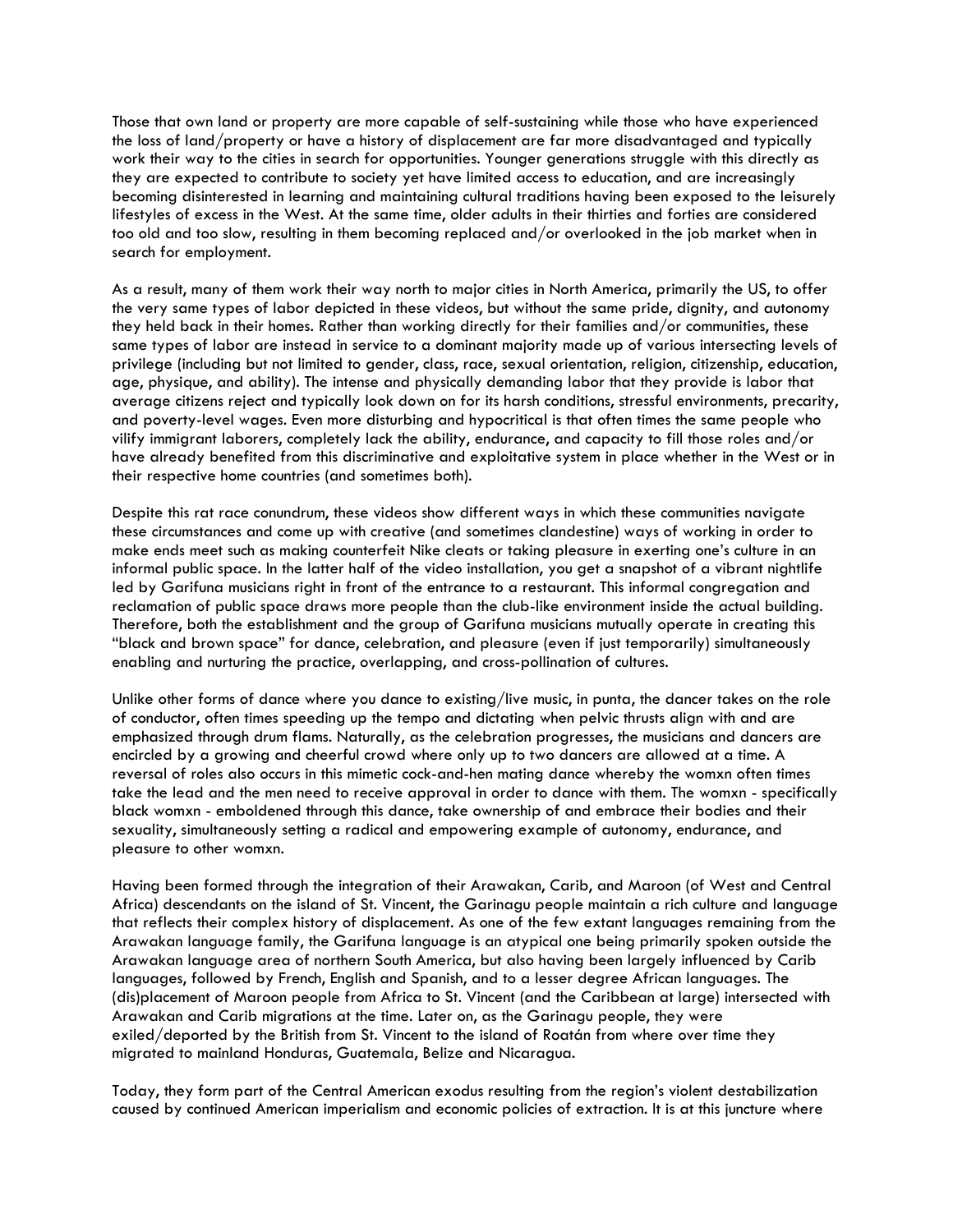Those that own land or property are more capable of self-sustaining while those who have experienced the loss of land/property or have a history of displacement are far more disadvantaged and typically work their way to the cities in search for opportunities. Younger generations struggle with this directly as they are expected to contribute to society yet have limited access to education, and are increasingly becoming disinterested in learning and maintaining cultural traditions having been exposed to the leisurely lifestyles of excess in the West. At the same time, older adults in their thirties and forties are considered too old and too slow, resulting in them becoming replaced and/or overlooked in the job market when in search for employment.

As a result, many of them work their way north to major cities in North America, primarily the US, to offer the very same types of labor depicted in these videos, but without the same pride, dignity, and autonomy they held back in their homes. Rather than working directly for their families and/or communities, these same types of labor are instead in service to a dominant majority made up of various intersecting levels of privilege (including but not limited to gender, class, race, sexual orientation, religion, citizenship, education, age, physique, and ability). The intense and physically demanding labor that they provide is labor that average citizens reject and typically look down on for its harsh conditions, stressful environments, precarity, and poverty-level wages. Even more disturbing and hypocritical is that often times the same people who vilify immigrant laborers, completely lack the ability, endurance, and capacity to fill those roles and/or have already benefited from this discriminative and exploitative system in place whether in the West or in their respective home countries (and sometimes both).

Despite this rat race conundrum, these videos show different ways in which these communities navigate these circumstances and come up with creative (and sometimes clandestine) ways of working in order to make ends meet such as making counterfeit Nike cleats or taking pleasure in exerting one's culture in an informal public space. In the latter half of the video installation, you get a snapshot of a vibrant nightlife led by Garifuna musicians right in front of the entrance to a restaurant. This informal congregation and reclamation of public space draws more people than the club-like environment inside the actual building. Therefore, both the establishment and the group of Garifuna musicians mutually operate in creating this "black and brown space" for dance, celebration, and pleasure (even if just temporarily) simultaneously enabling and nurturing the practice, overlapping, and cross-pollination of cultures.

Unlike other forms of dance where you dance to existing/live music, in punta, the dancer takes on the role of conductor, often times speeding up the tempo and dictating when pelvic thrusts align with and are emphasized through drum flams. Naturally, as the celebration progresses, the musicians and dancers are encircled by a growing and cheerful crowd where only up to two dancers are allowed at a time. A reversal of roles also occurs in this mimetic cock-and-hen mating dance whereby the womxn often times take the lead and the men need to receive approval in order to dance with them. The womxn - specifically black womxn - emboldened through this dance, take ownership of and embrace their bodies and their sexuality, simultaneously setting a radical and empowering example of autonomy, endurance, and pleasure to other womxn.

Having been formed through the integration of their Arawakan, Carib, and Maroon (of West and Central Africa) descendants on the island of St. Vincent, the Garinagu people maintain a rich culture and language that reflects their complex history of displacement. As one of the few extant languages remaining from the Arawakan language family, the Garifuna language is an atypical one being primarily spoken outside the Arawakan language area of northern South America, but also having been largely influenced by Carib languages, followed by French, English and Spanish, and to a lesser degree African languages. The (dis)placement of Maroon people from Africa to St. Vincent (and the Caribbean at large) intersected with Arawakan and Carib migrations at the time. Later on, as the Garinagu people, they were exiled/deported by the British from St. Vincent to the island of Roatán from where over time they migrated to mainland Honduras, Guatemala, Belize and Nicaragua.

Today, they form part of the Central American exodus resulting from the region's violent destabilization caused by continued American imperialism and economic policies of extraction. It is at this juncture where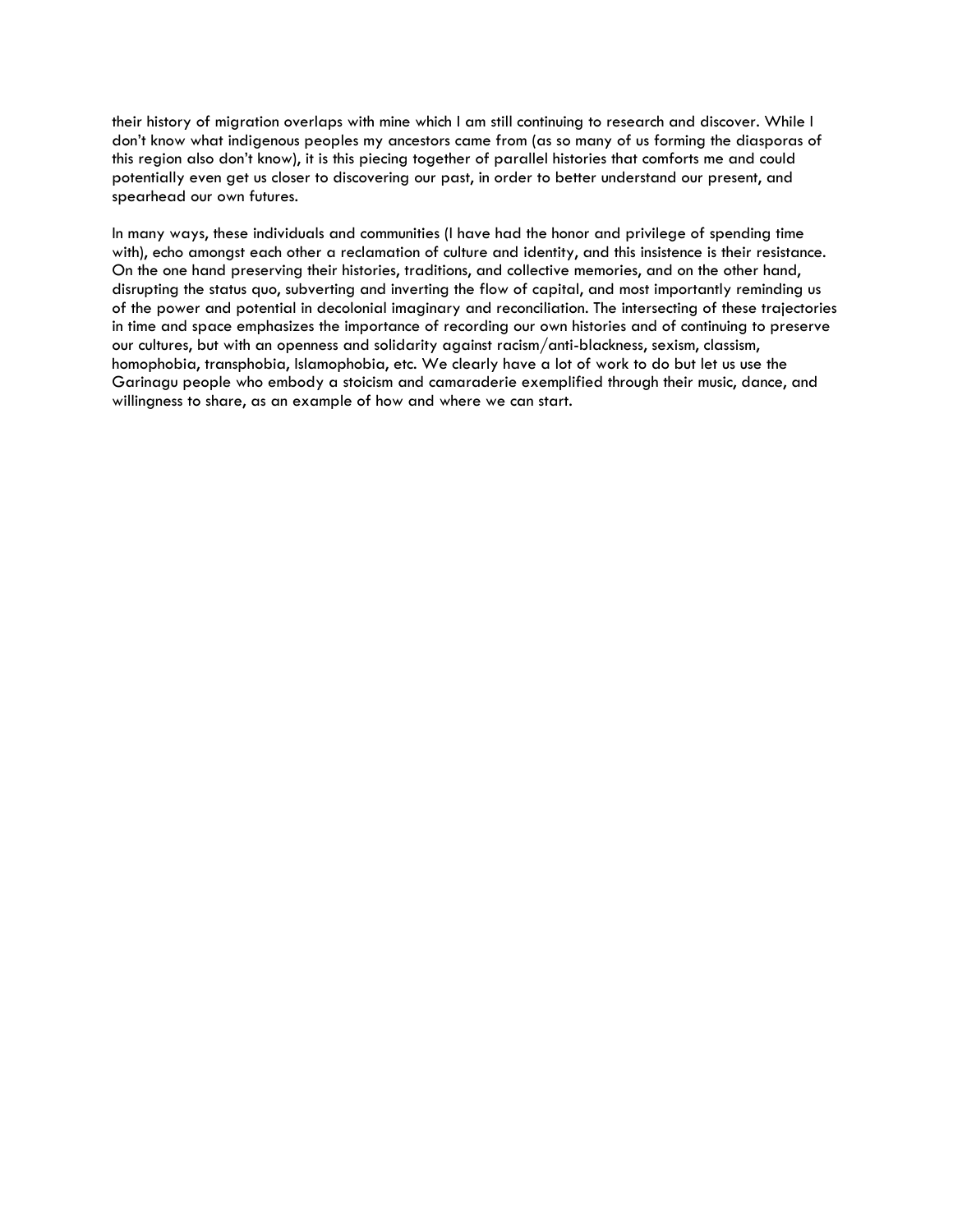their history of migration overlaps with mine which I am still continuing to research and discover. While I don't know what indigenous peoples my ancestors came from (as so many of us forming the diasporas of this region also don't know), it is this piecing together of parallel histories that comforts me and could potentially even get us closer to discovering our past, in order to better understand our present, and spearhead our own futures.

In many ways, these individuals and communities (I have had the honor and privilege of spending time with), echo amongst each other a reclamation of culture and identity, and this insistence is their resistance. On the one hand preserving their histories, traditions, and collective memories, and on the other hand, disrupting the status quo, subverting and inverting the flow of capital, and most importantly reminding us of the power and potential in decolonial imaginary and reconciliation. The intersecting of these trajectories in time and space emphasizes the importance of recording our own histories and of continuing to preserve our cultures, but with an openness and solidarity against racism/anti-blackness, sexism, classism, homophobia, transphobia, Islamophobia, etc. We clearly have a lot of work to do but let us use the Garinagu people who embody a stoicism and camaraderie exemplified through their music, dance, and willingness to share, as an example of how and where we can start.